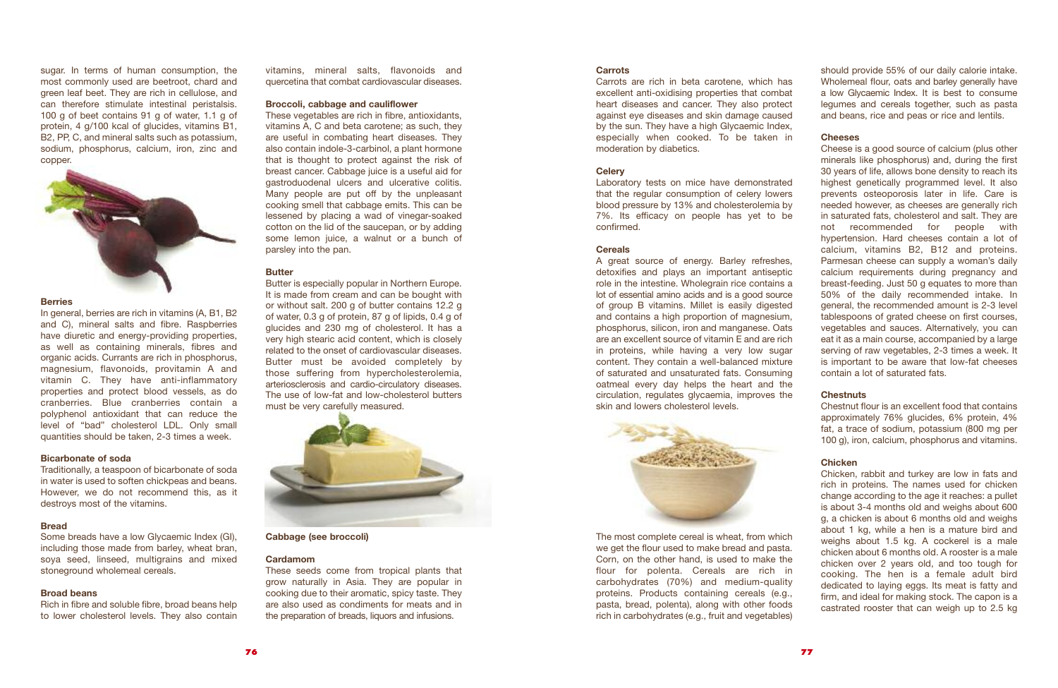sugar. In terms of human consumption, the most commonly used are beetroot, chard and green leaf beet. They are rich in cellulose, and can therefore stimulate intestinal peristalsis. 100 g of beet contains 91 g of water, 1.1 g of protein, 4 g/100 kcal of glucides, vitamins B1, B2, PP, C, and mineral salts such as potassium, sodium, phosphorus, calcium, iron, zinc and copper.

### Berries

In general, berries are rich in vitamins (A, B1, B2 and C), mineral salts and fibre. Raspberries have diuretic and energy-providing properties, as well as containing minerals, fibres and organic acids. Currants are rich in phosphorus, magnesium, flavonoids, provitamin A and vitamin C. They have anti-inflammatory properties and protect blood vessels, as do cranberries. Blue cranberries contain a polyphenol antioxidant that can reduce the level of "bad" cholesterol LDL. Only small quantities should be taken, 2-3 times a week.

### Bicarbonate of soda

Traditionally, a teaspoon of bicarbonate of soda in water is used to soften chickpeas and beans. However, we do not recommend this, as it destroys most of the vitamins.

### Bread

Some breads have a low Glycaemic Index (GI), including those made from barley, wheat bran, soya seed, linseed, multigrains and mixed stoneground wholemeal cereals.

### Broad beans

Rich in fibre and soluble fibre, broad beans help to lower cholesterol levels. They also contain vitamins, mineral salts, flavonoids and quercetina that combat cardiovascular diseases.

### Broccoli, cabbage and cauliflower

These vegetables are rich in fibre, antioxidants, vitamins A, C and beta carotene; as such, they are useful in combating heart diseases. They also contain indole-3-carbinol, a plant hormone that is thought to protect against the risk of breast cancer. Cabbage juice is a useful aid for gastroduodenal ulcers and ulcerative colitis. Many people are put off by the unpleasant cooking smell that cabbage emits. This can be lessened by placing a wad of vinegar-soaked cotton on the lid of the saucepan, or by adding some lemon juice, a walnut or a bunch of parsley into the pan.

### Butter

Butter is especially popular in Northern Europe. It is made from cream and can be bought with or without salt. 200 g of butter contains 12.2 g of water, 0.3 g of protein, 87 g of lipids, 0.4 g of glucides and 230 mg of cholesterol. It has a very high stearic acid content, which is closely related to the onset of cardiovascular diseases. Butter must be avoided completely by those suffering from hypercholesterolemia, arteriosclerosis and cardio-circulatory diseases. The use of low-fat and low-cholesterol butters must be very carefully measured.

### Cabbage (see broccoli)

### Cardamom

These seeds come from tropical plants that grow naturally in Asia. They are popular in cooking due to their aromatic, spicy taste. They are also used as condiments for meats and in the preparation of breads, liquors and infusions.

### Carrots

Carrots are rich in beta carotene, which has excellent anti-oxidising properties that combat heart diseases and cancer. They also protect against eye diseases and skin damage caused by the sun. They have a high Glycaemic Index, especially when cooked. To be taken in moderation by diabetics.

### Celery

Laboratory tests on mice have demonstrated that the regular consumption of celery lowers blood pressure by 13% and cholesterolemia by 7%. Its efficacy on people has yet to be confirmed.

### Cereals

A great source of energy. Barley refreshes, detoxifies and plays an important antiseptic role in the intestine. Wholegrain rice contains a lot of essential amino acids and is a good source of group B vitamins. Millet is easily digested and contains a high proportion of magnesium, phosphorus, silicon, iron and manganese. Oats are an excellent source of vitamin E and are rich in proteins, while having a very low sugar content. They contain a well-balanced mixture of saturated and unsaturated fats. Consuming oatmeal every day helps the heart and the circulation, regulates glycaemia, improves the skin and lowers cholesterol levels.

The most complete cereal is wheat, from which we get the flour used to make bread and pasta. Corn, on the other hand, is used to make the flour for polenta. Cereals are rich in carbohydrates (70%) and medium-quality proteins. Products containing cereals (e.g., pasta, bread, polenta), along with other foods rich in carbohydrates (e.g., fruit and vegetables) should provide 55% of our daily calorie intake. Wholemeal flour, oats and barley generally have a low Glycaemic Index. It is best to consume legumes and cereals together, such as pasta and beans, rice and peas or rice and lentils.

### Cheeses

Cheese is a good source of calcium (plus other minerals like phosphorus) and, during the first 30 years of life, allows bone density to reach its highest genetically programmed level. It also prevents osteoporosis later in life. Care is needed however, as cheeses are generally rich in saturated fats, cholesterol and salt. They are not recommended for people with hypertension. Hard cheeses contain a lot of calcium, vitamins B2, B12 and proteins. Parmesan cheese can supply a woman's daily calcium requirements during pregnancy and breast-feeding. Just 50 g equates to more than 50% of the daily recommended intake. In general, the recommended amount is 2-3 level tablespoons of grated cheese on first courses, vegetables and sauces. Alternatively, you can eat it as a main course, accompanied by a large serving of raw vegetables, 2-3 times a week. It is important to be aware that low-fat cheeses contain a lot of saturated fats.

### Chestnuts

Chestnut flour is an excellent food that contains approximately 76% glucides, 6% protein, 4% fat, a trace of sodium, potassium (800 mg per 100 g), iron, calcium, phosphorus and vitamins.

### Chicken

Chicken, rabbit and turkey are low in fats and rich in proteins. The names used for chicken change according to the age it reaches: a pullet is about 3-4 months old and weighs about 600 g, a chicken is about 6 months old and weighs about 1 kg, while a hen is a mature bird and weighs about 1.5 kg. A cockerel is a male chicken about 6 months old. A rooster is a male chicken over 2 years old, and too tough for cooking. The hen is a female adult bird dedicated to laying eggs. Its meat is fatty and firm, and ideal for making stock. The capon is a castrated rooster that can weigh up to 2.5 kg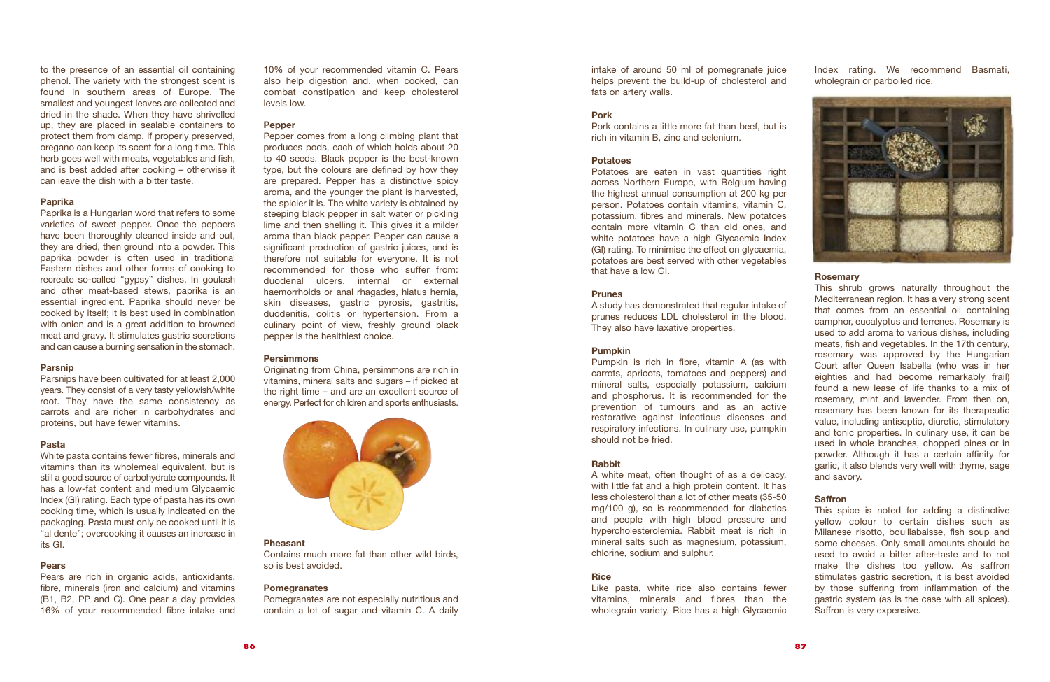to the presence of an essential oil containing phenol. The variety with the strongest scent is found in southern areas of Europe. The smallest and youngest leaves are collected and dried in the shade. When they have shrivelled up, they are placed in sealable containers to protect them from damp. If properly preserved, oregano can keep its scent for a long time. This herb goes well with meats, vegetables and fish, and is best added after cooking – otherwise it can leave the dish with a bitter taste.

### Paprika

Paprika is a Hungarian word that refers to some varieties of sweet pepper. Once the peppers have been thoroughly cleaned inside and out, they are dried, then ground into a powder. This paprika powder is often used in traditional Eastern dishes and other forms of cooking to recreate so-called "gypsy" dishes. In goulash and other meat-based stews, paprika is an essential ingredient. Paprika should never be cooked by itself; it is best used in combination with onion and is a great addition to browned meat and gravy. It stimulates gastric secretions and can cause a burning sensation in the stomach.

### Parsnip

Parsnips have been cultivated for at least 2,000 years. They consist of a very tasty yellowish/white root. They have the same consistency as carrots and are richer in carbohydrates and proteins, but have fewer vitamins.

### Pasta

White pasta contains fewer fibres, minerals and vitamins than its wholemeal equivalent, but is still a good source of carbohydrate compounds. It has a low-fat content and medium Glycaemic Index (GI) rating. Each type of pasta has its own cooking time, which is usually indicated on the packaging. Pasta must only be cooked until it is "al dente"; overcooking it causes an increase in its GI.

### Pears

Pears are rich in organic acids, antioxidants, fibre, minerals (iron and calcium) and vitamins (B1, B2, PP and C). One pear a day provides 16% of your recommended fibre intake and 10% of your recommended vitamin C. Pears also help digestion and, when cooked, can combat constipation and keep cholesterol levels low.

### Pepper

Pepper comes from a long climbing plant that produces pods, each of which holds about 20 to 40 seeds. Black pepper is the best-known type, but the colours are defined by how they are prepared. Pepper has a distinctive spicy aroma, and the younger the plant is harvested, the spicier it is. The white variety is obtained by steeping black pepper in salt water or pickling lime and then shelling it. This gives it a milder aroma than black pepper. Pepper can cause a significant production of gastric juices, and is therefore not suitable for everyone. It is not recommended for those who suffer from: duodenal ulcers, internal or external haemorrhoids or anal rhagades, hiatus hernia, skin diseases, gastric pyrosis, gastritis, duodenitis, colitis or hypertension. From a culinary point of view, freshly ground black pepper is the healthiest choice.

### Persimmons

Originating from China, persimmons are rich in vitamins, mineral salts and sugars – if picked at the right time – and are an excellent source of energy. Perfect for children and sports enthusiasts.

### Pheasant

Contains much more fat than other wild birds, so is best avoided.

### Pomegranates

Pomegranates are not especially nutritious and contain a lot of sugar and vitamin C. A daily intake of around 50 ml of pomegranate juice helps prevent the build-up of cholesterol and fats on artery walls.

### Pork

Pork contains a little more fat than beef, but is rich in vitamin B, zinc and selenium.

### Potatoes

Potatoes are eaten in vast quantities right across Northern Europe, with Belgium having the highest annual consumption at 200 kg per person. Potatoes contain vitamins, vitamin C, potassium, fibres and minerals. New potatoes contain more vitamin C than old ones, and white potatoes have a high Glycaemic Index (GI) rating. To minimise the effect on glycaemia, potatoes are best served with other vegetables that have a low GI.

### Prunes

A study has demonstrated that regular intake of prunes reduces LDL cholesterol in the blood. They also have laxative properties.

### Pumpkin

Pumpkin is rich in fibre, vitamin A (as with carrots, apricots, tomatoes and peppers) and mineral salts, especially potassium, calcium and phosphorus. It is recommended for the prevention of tumours and as an active restorative against infectious diseases and respiratory infections. In culinary use, pumpkin should not be fried.

### Rabbit

A white meat, often thought of as a delicacy, with little fat and a high protein content. It has less cholesterol than a lot of other meats (35-50 mg/100 g), so is recommended for diabetics and people with high blood pressure and hypercholesterolemia. Rabbit meat is rich in mineral salts such as magnesium, potassium, chlorine, sodium and sulphur.

### Rice

Like pasta, white rice also contains fewer vitamins, minerals and fibres than the wholegrain variety. Rice has a high Glycaemic Index rating. We recommend Basmati, wholegrain or parboiled rice.

### Rosemary

This shrub grows naturally throughout the Mediterranean region. It has a very strong scent that comes from an essential oil containing camphor, eucalyptus and terrenes. Rosemary is used to add aroma to various dishes, including meats, fish and vegetables. In the 17th century, rosemary was approved by the Hungarian Court after Queen Isabella (who was in her eighties and had become remarkably frail) found a new lease of life thanks to a mix of rosemary, mint and lavender. From then on, rosemary has been known for its therapeutic value, including antiseptic, diuretic, stimulatory and tonic properties. In culinary use, it can be used in whole branches, chopped pines or in powder. Although it has a certain affinity for garlic, it also blends very well with thyme, sage and savory.

### Saffron

This spice is noted for adding a distinctive yellow colour to certain dishes such as Milanese risotto, bouillabaisse, fish soup and some cheeses. Only small amounts should be used to avoid a bitter after-taste and to not make the dishes too yellow. As saffron stimulates gastric secretion, it is best avoided by those suffering from inflammation of the gastric system (as is the case with all spices). Saffron is very expensive.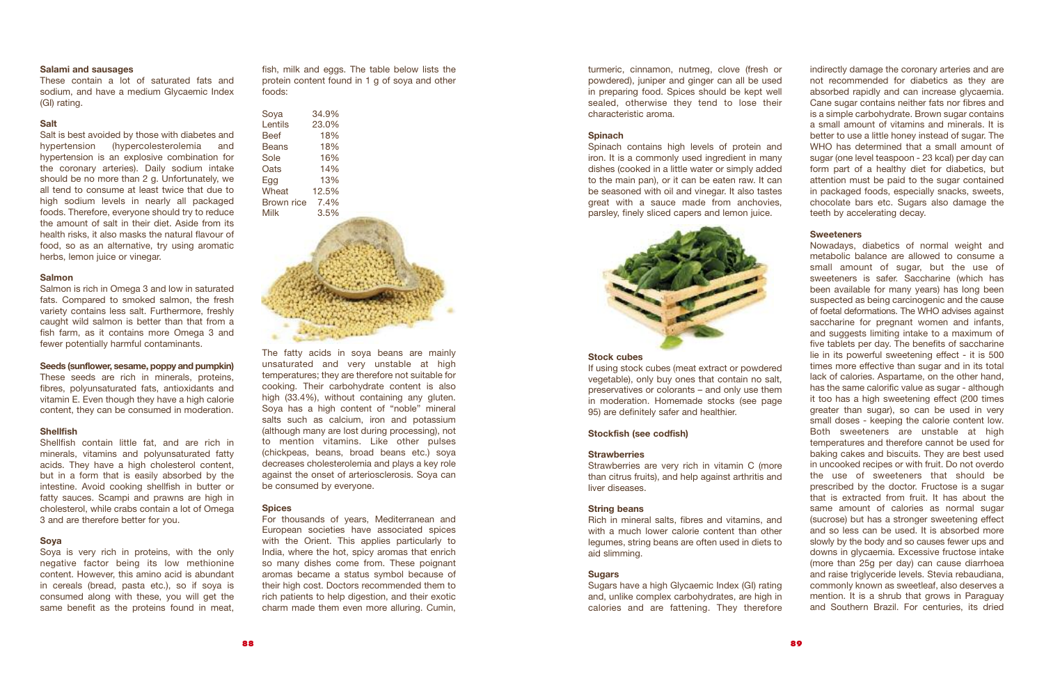### Salami and sausages

These contain a lot of saturated fats and sodium, and have a medium Glycaemic Index (GI) rating.

### Salt

Salt is best avoided by those with diabetes and hypertension (hypercolesterolemia and hypertension is an explosive combination for the coronary arteries). Daily sodium intake should be no more than 2 g. Unfortunately, we all tend to consume at least twice that due to high sodium levels in nearly all packaged foods. Therefore, everyone should try to reduce the amount of salt in their diet. Aside from its health risks, it also masks the natural flavour of food, so as an alternative, try using aromatic herbs, lemon juice or vinegar.

### Salmon

Salmon is rich in Omega 3 and low in saturated fats. Compared to smoked salmon, the fresh variety contains less salt. Furthermore, freshly caught wild salmon is better than that from a fish farm, as it contains more Omega 3 and fewer potentially harmful contaminants.

### Seeds (sunflower, sesame, poppy and pumpkin)

These seeds are rich in minerals, proteins, fibres, polyunsaturated fats, antioxidants and vitamin E. Even though they have a high calorie content, they can be consumed in moderation.

### Shellfish

Shellfish contain little fat, and are rich in minerals, vitamins and polyunsaturated fatty acids. They have a high cholesterol content, but in a form that is easily absorbed by the intestine. Avoid cooking shellfish in butter or fatty sauces. Scampi and prawns are high in cholesterol, while crabs contain a lot of Omega 3 and are therefore better for you.

### Soya

Soya is very rich in proteins, with the only negative factor being its low methionine content. However, this amino acid is abundant in cereals (bread, pasta etc.), so if soya is consumed along with these, you will get the same benefit as the proteins found in meat, fish, milk and eggs. The table below lists the protein content found in 1 g of soya and other foods:

| | |
|---|---|
| Soya | 34.9% |
| Lentils | 23.0% |
| Beef | 18% |
| Beans | 18% |
| Sole | 16% |
| Oats | 14% |
| Egg | 13% |
| Wheat | 12.5% |
| Brown rice | 7.4% |
| Milk | 3.5% |

The fatty acids in soya beans are mainly unsaturated and very unstable at high temperatures; they are therefore not suitable for cooking. Their carbohydrate content is also high (33.4%), without containing any gluten. Soya has a high content of "noble" mineral salts such as calcium, iron and potassium (although many are lost during processing), not to mention vitamins. Like other pulses (chickpeas, beans, broad beans etc.) soya decreases cholesterolemia and plays a key role against the onset of arteriosclerosis. Soya can be consumed by everyone.

### Spices

For thousands of years, Mediterranean and European societies have associated spices with the Orient. This applies particularly to India, where the hot, spicy aromas that enrich so many dishes come from. These poignant aromas became a status symbol because of their high cost. Doctors recommended them to rich patients to help digestion, and their exotic charm made them even more alluring. Cumin, turmeric, cinnamon, nutmeg, clove (fresh or powdered), juniper and ginger can all be used in preparing food. Spices should be kept well sealed, otherwise they tend to lose their characteristic aroma.

### Spinach

Spinach contains high levels of protein and iron. It is a commonly used ingredient in many dishes (cooked in a little water or simply added to the main pan), or it can be eaten raw. It can be seasoned with oil and vinegar. It also tastes great with a sauce made from anchovies, parsley, finely sliced capers and lemon juice.

### Stock cubes

If using stock cubes (meat extract or powdered vegetable), only buy ones that contain no salt, preservatives or colorants – and only use them in moderation. Homemade stocks (see page 95) are definitely safer and healthier.

### Stockfish (see codfish)

### Strawberries

Strawberries are very rich in vitamin C (more than citrus fruits), and help against arthritis and liver diseases.

### String beans

Rich in mineral salts, fibres and vitamins, and with a much lower calorie content than other legumes, string beans are often used in diets to aid slimming.

### Sugars

Sugars have a high Glycaemic Index (GI) rating and, unlike complex carbohydrates, are high in calories and are fattening. They therefore indirectly damage the coronary arteries and are not recommended for diabetics as they are absorbed rapidly and can increase glycaemia. Cane sugar contains neither fats nor fibres and is a simple carbohydrate. Brown sugar contains a small amount of vitamins and minerals. It is better to use a little honey instead of sugar. The WHO has determined that a small amount of sugar (one level teaspoon - 23 kcal) per day can form part of a healthy diet for diabetics, but attention must be paid to the sugar contained in packaged foods, especially snacks, sweets, chocolate bars etc. Sugars also damage the teeth by accelerating decay.

### Sweeteners

Nowadays, diabetics of normal weight and metabolic balance are allowed to consume a small amount of sugar, but the use of sweeteners is safer. Saccharine (which has been available for many years) has long been suspected as being carcinogenic and the cause of foetal deformations. The WHO advises against saccharine for pregnant women and infants, and suggests limiting intake to a maximum of five tablets per day. The benefits of saccharine lie in its powerful sweetening effect - it is 500 times more effective than sugar and in its total lack of calories. Aspartame, on the other hand, has the same calorific value as sugar - although it too has a high sweetening effect (200 times greater than sugar), so can be used in very small doses - keeping the calorie content low. Both sweeteners are unstable at high temperatures and therefore cannot be used for baking cakes and biscuits. They are best used in uncooked recipes or with fruit. Do not overdo the use of sweeteners that should be prescribed by the doctor. Fructose is a sugar that is extracted from fruit. It has about the same amount of calories as normal sugar (sucrose) but has a stronger sweetening effect and so less can be used. It is absorbed more slowly by the body and so causes fewer ups and downs in glycaemia. Excessive fructose intake (more than 25g per day) can cause diarrhoea and raise triglyceride levels. Stevia rebaudiana, commonly known as sweetleaf, also deserves a mention. It is a shrub that grows in Paraguay and Southern Brazil. For centuries, its dried